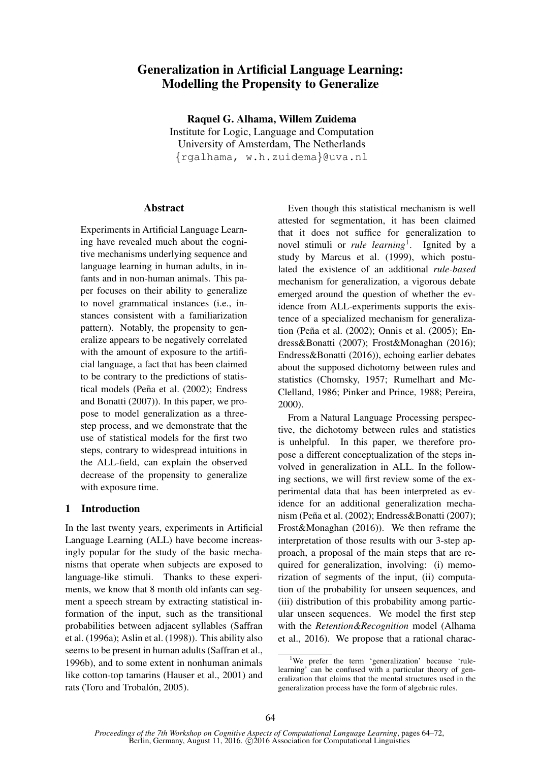# Generalization in Artificial Language Learning: Modelling the Propensity to Generalize

**Raquel G. Alhama, Willem Zuidema**
Institute for Logic, Language and Computation
University of Amsterdam, The Netherlands
{rgalhama, w.h.zuidema}@uva.nl

## Abstract

Experiments in Artificial Language Learning have revealed much about the cognitive mechanisms underlying sequence and language learning in human adults, in infants and in non-human animals. This paper focuses on their ability to generalize to novel grammatical instances (i.e., instances consistent with a familiarization pattern). Notably, the propensity to generalize appears to be negatively correlated with the amount of exposure to the artificial language, a fact that has been claimed to be contrary to the predictions of statistical models (Peña et al. (2002); Endress and Bonatti (2007)). In this paper, we propose to model generalization as a three-step process, and we demonstrate that the use of statistical models for the first two steps, contrary to widespread intuitions in the ALL-field, can explain the observed decrease of the propensity to generalize with exposure time.

## 1 Introduction

In the last twenty years, experiments in Artificial Language Learning (ALL) have become increasingly popular for the study of the basic mechanisms that operate when subjects are exposed to language-like stimuli. Thanks to these experiments, we know that 8 month old infants can segment a speech stream by extracting statistical information of the input, such as the transitional probabilities between adjacent syllables (Saffran et al. (1996a); Aslin et al. (1998)). This ability also seems to be present in human adults (Saffran et al., 1996b), and to some extent in nonhuman animals like cotton-top tamarins (Hauser et al., 2001) and rats (Toro and Trobalón, 2005).

Even though this statistical mechanism is well attested for segmentation, it has been claimed that it does not suffice for generalization to novel stimuli or *rule learning*[1]. Ignited by a study by Marcus et al. (1999), which postulated the existence of an additional *rule-based* mechanism for generalization, a vigorous debate emerged around the question of whether the evidence from ALL-experiments supports the existence of a specialized mechanism for generalization (Peña et al. (2002); Onnis et al. (2005); Endress&Bonatti (2007); Frost&Monaghan (2016); Endress&Bonatti (2016)), echoing earlier debates about the supposed dichotomy between rules and statistics (Chomsky, 1957; Rumelhart and McClelland, 1986; Pinker and Prince, 1988; Pereira, 2000).

From a Natural Language Processing perspective, the dichotomy between rules and statistics is unhelpful. In this paper, we therefore propose a different conceptualization of the steps involved in generalization in ALL. In the following sections, we will first review some of the experimental data that has been interpreted as evidence for an additional generalization mechanism (Peña et al. (2002); Endress&Bonatti (2007); Frost&Monaghan (2016)). We then reframe the interpretation of those results with our 3-step approach, a proposal of the main steps that are required for generalization, involving: (i) memorization of segments of the input, (ii) computation of the probability for unseen sequences, and (iii) distribution of this probability among particular unseen sequences. We model the first step with the *Retention&Recognition* model (Alhama et al., 2016). We propose that a rational charac-

[1] We prefer the term 'generalization' because 'rule-learning' can be confused with a particular theory of generalization that claims that the mental structures used in the generalization process have the form of algebraic rules.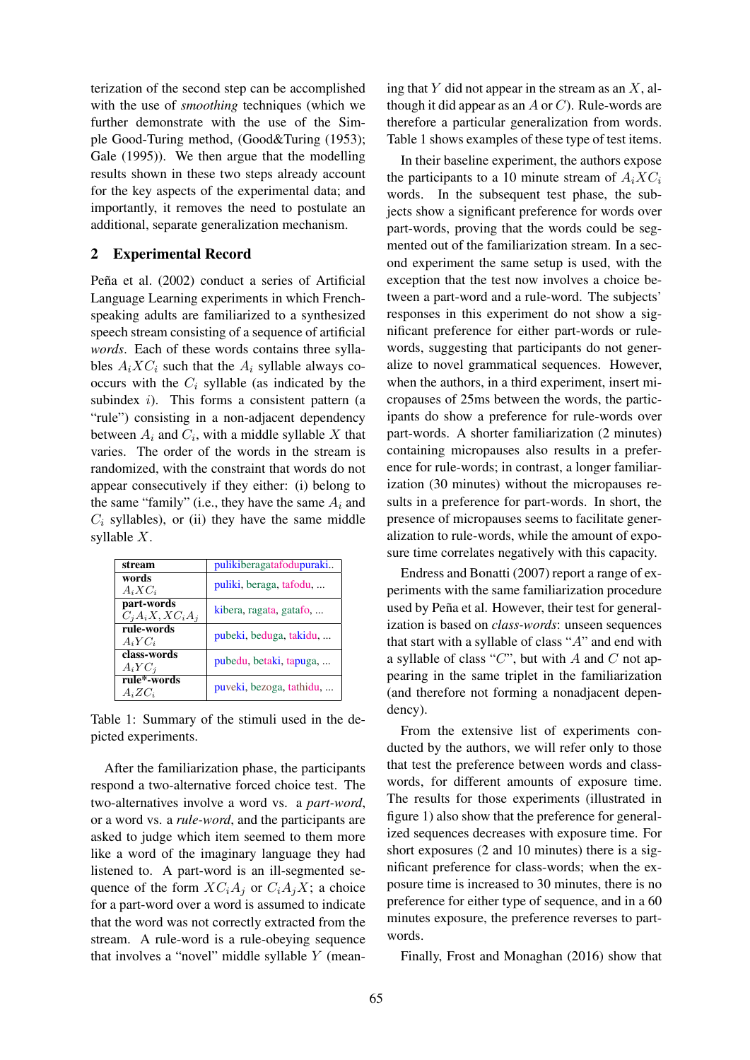terization of the second step can be accomplished with the use of *smoothing* techniques (which we further demonstrate with the use of the Simple Good-Turing method, (Good&Turing (1953); Gale (1995)). We then argue that the modelling results shown in these two steps already account for the key aspects of the experimental data; and importantly, it removes the need to postulate an additional, separate generalization mechanism.

## 2 Experimental Record

Peña et al. (2002) conduct a series of Artificial Language Learning experiments in which French-speaking adults are familiarized to a synthesized speech stream consisting of a sequence of artificial *words*. Each of these words contains three syllables $A_iXC_i$ such that the $A_i$ syllable always co-occurs with the $C_i$ syllable (as indicated by the subindex $i$). This forms a consistent pattern (a "rule") consisting in a non-adjacent dependency between $A_i$ and $C_i$, with a middle syllable $X$ that varies. The order of the words in the stream is randomized, with the constraint that words do not appear consecutively if they either: (i) belong to the same "family" (i.e., they have the same $A_i$ and $C_i$ syllables), or (ii) they have the same middle syllable $X$.

| stream | pulikiberagatafodupuraki.. |
|---|---|
| **words** $A_iXC_i$ | puliki, beraga, tafodu, ... |
| **part-words** $C_jA_iX, XC_iA_j$ | kibera, ragata, gatafo, ... |
| **rule-words** $A_iYC_i$ | pubeki, beduga, takidu, ... |
| **class-words** $A_iYC_j$ | pubedu, betaki, tapuga, ... |
| **rule\*-words** $A_iZC_i$ | puveki, bezoga, tathidu, ... |

Table 1: Summary of the stimuli used in the depicted experiments.

After the familiarization phase, the participants respond a two-alternative forced choice test. The two-alternatives involve a word vs. a *part-word*, or a word vs. a *rule-word*, and the participants are asked to judge which item seemed to them more like a word of the imaginary language they had listened to. A part-word is an ill-segmented sequence of the form $XC_iA_j$ or $C_iA_jX$; a choice for a part-word over a word is assumed to indicate that the word was not correctly extracted from the stream. A rule-word is a rule-obeying sequence that involves a "novel" middle syllable $Y$ (meaning that $Y$ did not appear in the stream as an $X$, although it did appear as an $A$ or $C$). Rule-words are therefore a particular generalization from words. Table 1 shows examples of these type of test items.

In their baseline experiment, the authors expose the participants to a 10 minute stream of $A_iXC_i$ words. In the subsequent test phase, the subjects show a significant preference for words over part-words, proving that the words could be segmented out of the familiarization stream. In a second experiment the same setup is used, with the exception that the test now involves a choice between a part-word and a rule-word. The subjects' responses in this experiment do not show a significant preference for either part-words or rule-words, suggesting that participants do not generalize to novel grammatical sequences. However, when the authors, in a third experiment, insert micropauses of 25ms between the words, the participants do show a preference for rule-words over part-words. A shorter familiarization (2 minutes) containing micropauses also results in a preference for rule-words; in contrast, a longer familiarization (30 minutes) without the micropauses results in a preference for part-words. In short, the presence of micropauses seems to facilitate generalization to rule-words, while the amount of exposure time correlates negatively with this capacity.

Endress and Bonatti (2007) report a range of experiments with the same familiarization procedure used by Peña et al. However, their test for generalization is based on *class-words*: unseen sequences that start with a syllable of class "$A$" and end with a syllable of class "$C$", but with $A$ and $C$ not appearing in the same triplet in the familiarization (and therefore not forming a nonadjacent dependency).

From the extensive list of experiments conducted by the authors, we will refer only to those that test the preference between words and class-words, for different amounts of exposure time. The results for those experiments (illustrated in figure 1) also show that the preference for generalized sequences decreases with exposure time. For short exposures (2 and 10 minutes) there is a significant preference for class-words; when the exposure time is increased to 30 minutes, there is no preference for either type of sequence, and in a 60 minutes exposure, the preference reverses to part-words.

Finally, Frost and Monaghan (2016) show that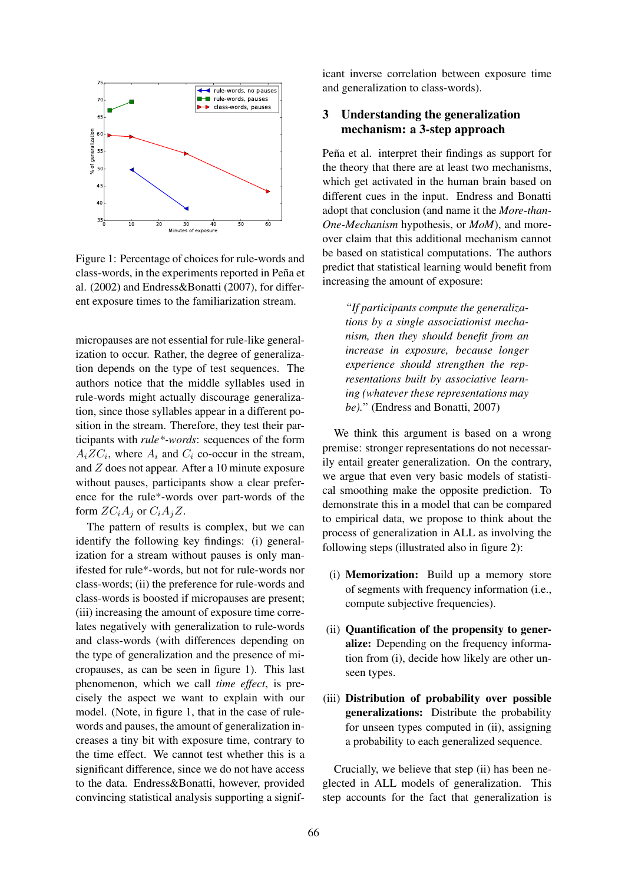Figure 1: Percentage of choices for rule-words and class-words, in the experiments reported in Peña et al. (2002) and Endress&Bonatti (2007), for different exposure times to the familiarization stream.

micropauses are not essential for rule-like generalization to occur. Rather, the degree of generalization depends on the type of test sequences. The authors notice that the middle syllables used in rule-words might actually discourage generalization, since those syllables appear in a different position in the stream. Therefore, they test their participants with *rule\*-words*: sequences of the form $A_iZC_i$, where $A_i$ and $C_i$ co-occur in the stream, and $Z$ does not appear. After a 10 minute exposure without pauses, participants show a clear preference for the rule\*-words over part-words of the form $ZC_iA_j$ or $C_iA_jZ$.

The pattern of results is complex, but we can identify the following key findings: (i) generalization for a stream without pauses is only manifested for rule\*-words, but not for rule-words nor class-words; (ii) the preference for rule-words and class-words is boosted if micropauses are present; (iii) increasing the amount of exposure time correlates negatively with generalization to rule-words and class-words (with differences depending on the type of generalization and the presence of micropauses, as can be seen in figure 1). This last phenomenon, which we call *time effect*, is precisely the aspect we want to explain with our model. (Note, in figure 1, that in the case of rule-words and pauses, the amount of generalization increases a tiny bit with exposure time, contrary to the time effect. We cannot test whether this is a significant difference, since we do not have access to the data. Endress&Bonatti, however, provided convincing statistical analysis supporting a significant inverse correlation between exposure time and generalization to class-words).

## 3 Understanding the generalization mechanism: a 3-step approach

Peña et al. interpret their findings as support for the theory that there are at least two mechanisms, which get activated in the human brain based on different cues in the input. Endress and Bonatti adopt that conclusion (and name it the *More-than-One-Mechanism* hypothesis, or *MoM*), and moreover claim that this additional mechanism cannot be based on statistical computations. The authors predict that statistical learning would benefit from increasing the amount of exposure:

> *"If participants compute the generalizations by a single associationist mechanism, then they should benefit from an increase in exposure, because longer experience should strengthen the representations built by associative learning (whatever these representations may be).*" (Endress and Bonatti, 2007)

We think this argument is based on a wrong premise: stronger representations do not necessarily entail greater generalization. On the contrary, we argue that even very basic models of statistical smoothing make the opposite prediction. To demonstrate this in a model that can be compared to empirical data, we propose to think about the process of generalization in ALL as involving the following steps (illustrated also in figure 2):

(i) **Memorization:** Build up a memory store of segments with frequency information (i.e., compute subjective frequencies).

(ii) **Quantification of the propensity to generalize:** Depending on the frequency information from (i), decide how likely are other unseen types.

(iii) **Distribution of probability over possible generalizations:** Distribute the probability for unseen types computed in (ii), assigning a probability to each generalized sequence.

Crucially, we believe that step (ii) has been neglected in ALL models of generalization. This step accounts for the fact that generalization is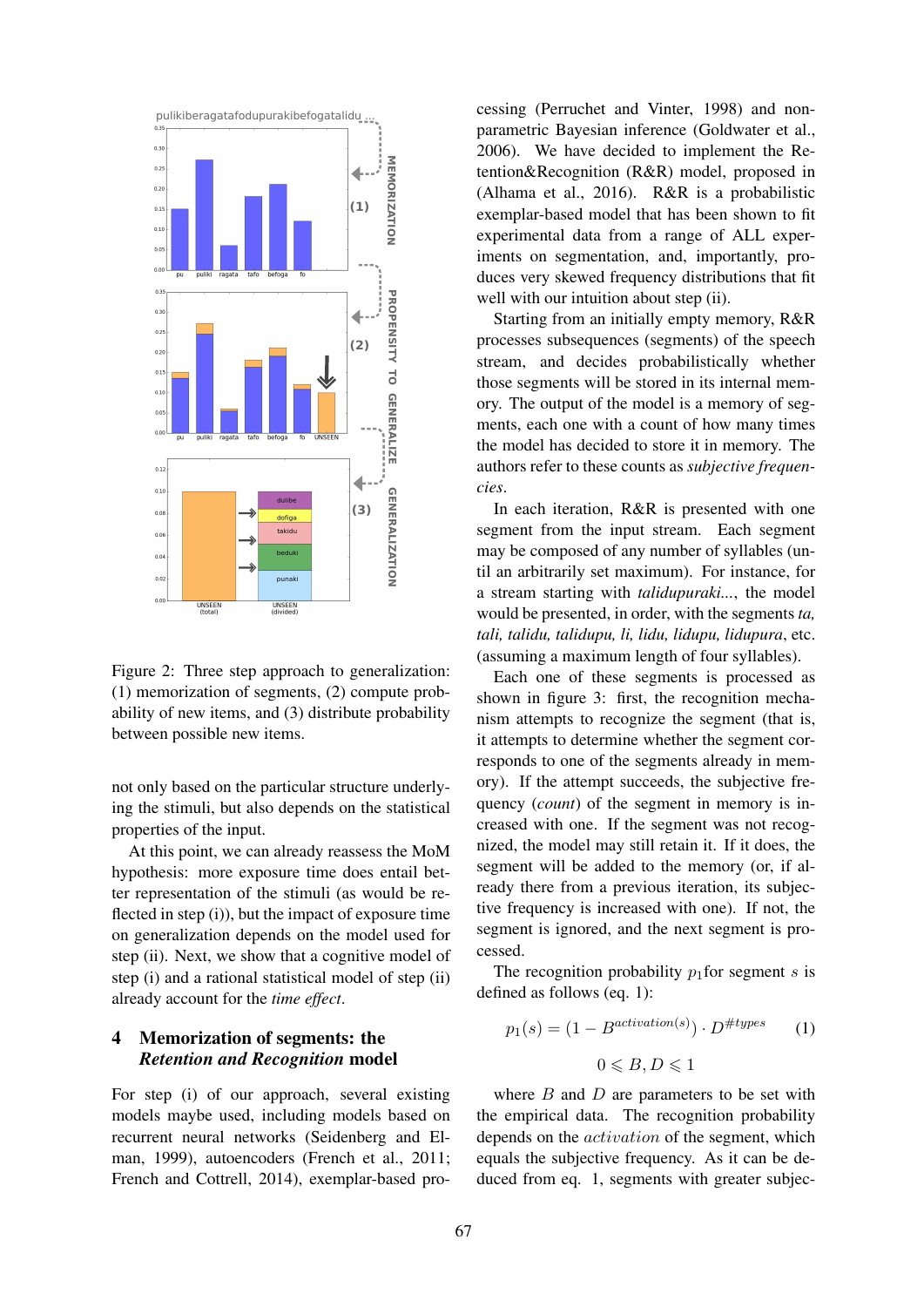Figure 2: Three step approach to generalization: (1) memorization of segments, (2) compute probability of new items, and (3) distribute probability between possible new items.

not only based on the particular structure underlying the stimuli, but also depends on the statistical properties of the input.

At this point, we can already reassess the MoM hypothesis: more exposure time does entail better representation of the stimuli (as would be reflected in step (i)), but the impact of exposure time on generalization depends on the model used for step (ii). Next, we show that a cognitive model of step (i) and a rational statistical model of step (ii) already account for the *time effect*.

## 4 Memorization of segments: the *Retention and Recognition* model

For step (i) of our approach, several existing models maybe used, including models based on recurrent neural networks (Seidenberg and Elman, 1999), autoencoders (French et al., 2011; French and Cottrell, 2014), exemplar-based processing (Perruchet and Vinter, 1998) and non-parametric Bayesian inference (Goldwater et al., 2006). We have decided to implement the Retention&Recognition (R&R) model, proposed in (Alhama et al., 2016). R&R is a probabilistic exemplar-based model that has been shown to fit experimental data from a range of ALL experiments on segmentation, and, importantly, produces very skewed frequency distributions that fit well with our intuition about step (ii).

Starting from an initially empty memory, R&R processes subsequences (segments) of the speech stream, and decides probabilistically whether those segments will be stored in its internal memory. The output of the model is a memory of segments, each one with a count of how many times the model has decided to store it in memory. The authors refer to these counts as *subjective frequencies*.

In each iteration, R&R is presented with one segment from the input stream. Each segment may be composed of any number of syllables (until an arbitrarily set maximum). For instance, for a stream starting with *talidupuraki...*, the model would be presented, in order, with the segments *ta, tali, talidu, talidupu, li, lidu, lidupu, lidupura*, etc. (assuming a maximum length of four syllables).

Each one of these segments is processed as shown in figure 3: first, the recognition mechanism attempts to recognize the segment (that is, it attempts to determine whether the segment corresponds to one of the segments already in memory). If the attempt succeeds, the subjective frequency (*count*) of the segment in memory is increased with one. If the segment was not recognized, the model may still retain it. If it does, the segment will be added to the memory (or, if already there from a previous iteration, its subjective frequency is increased with one). If not, the segment is ignored, and the next segment is processed.

The recognition probability $p_1$for segment $s$ is defined as follows (eq. 1):

$$p_1(s) = (1 - B^{activation(s)}) \cdot D^{\#types} \qquad (1)$$

$$0 \leqslant B, D \leqslant 1$$

where $B$ and $D$ are parameters to be set with the empirical data. The recognition probability depends on the $activation$ of the segment, which equals the subjective frequency. As it can be deduced from eq. 1, segments with greater subjec-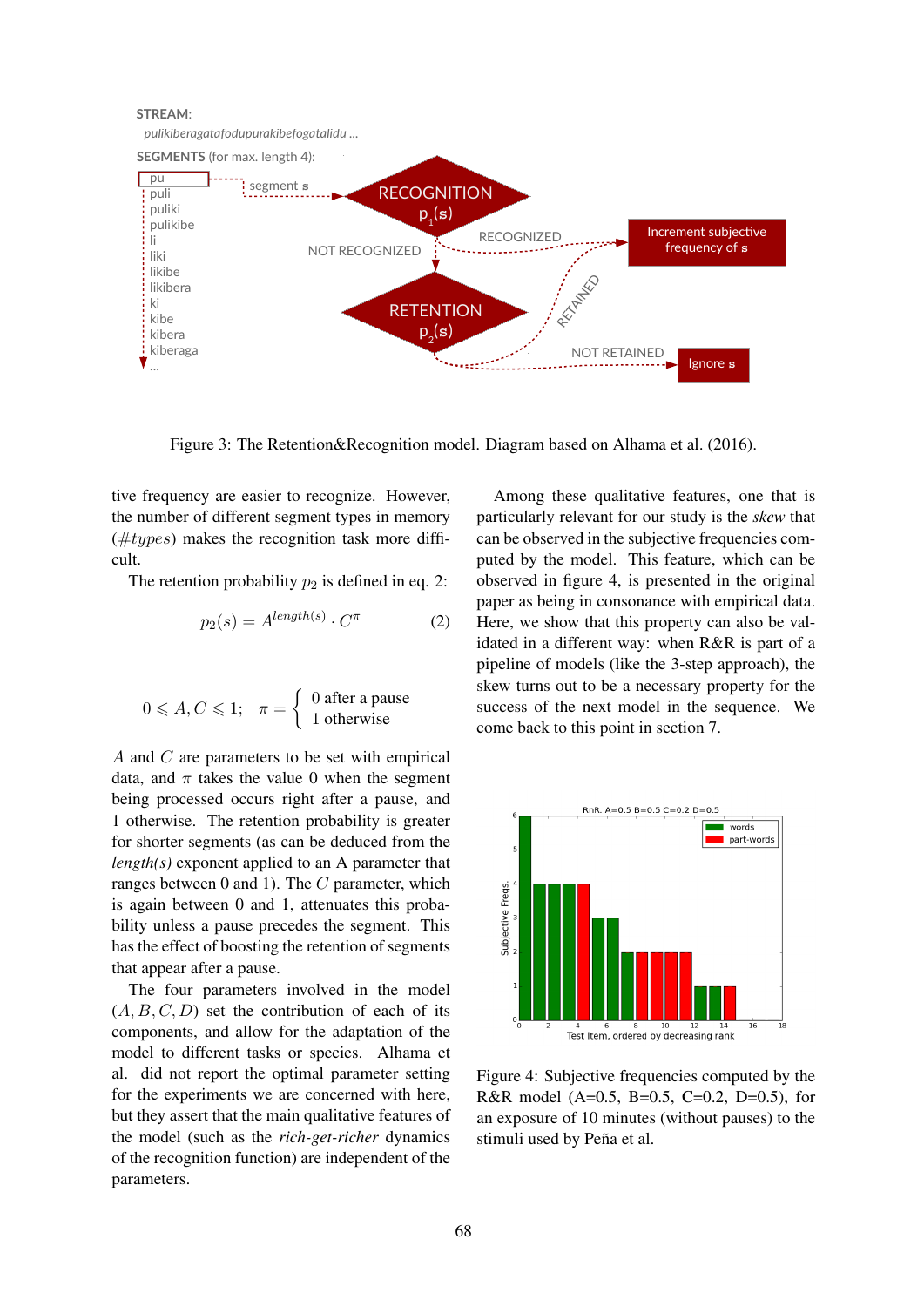Figure 3: The Retention&Recognition model. Diagram based on Alhama et al. (2016).

tive frequency are easier to recognize. However, the number of different segment types in memory ($\#types$) makes the recognition task more difficult.

The retention probability $p_2$ is defined in eq. 2:

$$p_2(s) = A^{length(s)} \cdot C^{\pi} \tag{2}$$

$$0 \leqslant A, C \leqslant 1; \quad \pi = \begin{cases} 0 \text{ after a pause} \\ 1 \text{ otherwise} \end{cases}$$

$A$ and $C$ are parameters to be set with empirical data, and $\pi$ takes the value 0 when the segment being processed occurs right after a pause, and 1 otherwise. The retention probability is greater for shorter segments (as can be deduced from the *length(s)* exponent applied to an A parameter that ranges between 0 and 1). The $C$ parameter, which is again between 0 and 1, attenuates this probability unless a pause precedes the segment. This has the effect of boosting the retention of segments that appear after a pause.

The four parameters involved in the model $(A, B, C, D)$ set the contribution of each of its components, and allow for the adaptation of the model to different tasks or species. Alhama et al. did not report the optimal parameter setting for the experiments we are concerned with here, but they assert that the main qualitative features of the model (such as the *rich-get-richer* dynamics of the recognition function) are independent of the parameters.

Among these qualitative features, one that is particularly relevant for our study is the *skew* that can be observed in the subjective frequencies computed by the model. This feature, which can be observed in figure 4, is presented in the original paper as being in consonance with empirical data. Here, we show that this property can also be validated in a different way: when R&R is part of a pipeline of models (like the 3-step approach), the skew turns out to be a necessary property for the success of the next model in the sequence. We come back to this point in section 7.

Figure 4: Subjective frequencies computed by the R&R model (A=0.5, B=0.5, C=0.2, D=0.5), for an exposure of 10 minutes (without pauses) to the stimuli used by Peña et al.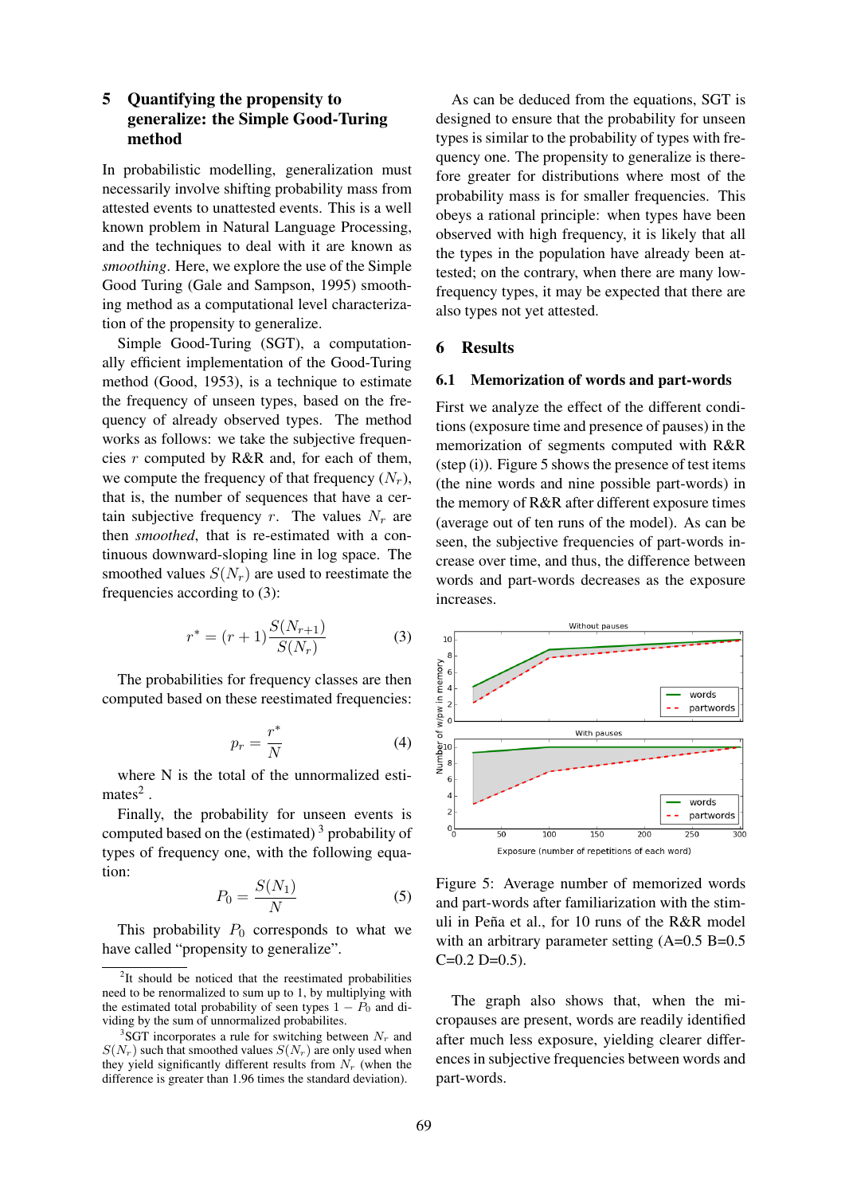## 5 Quantifying the propensity to generalize: the Simple Good-Turing method

In probabilistic modelling, generalization must necessarily involve shifting probability mass from attested events to unattested events. This is a well known problem in Natural Language Processing, and the techniques to deal with it are known as *smoothing*. Here, we explore the use of the Simple Good Turing (Gale and Sampson, 1995) smoothing method as a computational level characterization of the propensity to generalize.

Simple Good-Turing (SGT), a computationally efficient implementation of the Good-Turing method (Good, 1953), is a technique to estimate the frequency of unseen types, based on the frequency of already observed types. The method works as follows: we take the subjective frequencies $r$ computed by R&R and, for each of them, we compute the frequency of that frequency ($N_r$), that is, the number of sequences that have a certain subjective frequency $r$. The values $N_r$ are then *smoothed*, that is re-estimated with a continuous downward-sloping line in log space. The smoothed values $S(N_r)$ are used to reestimate the frequencies according to (3):

$$r^* = (r+1)\frac{S(N_{r+1})}{S(N_r)} \tag{3}$$

The probabilities for frequency classes are then computed based on these reestimated frequencies:

$$p_r = \frac{r^*}{N} \tag{4}$$

where N is the total of the unnormalized estimates[2] .

Finally, the probability for unseen events is computed based on the (estimated) [3] probability of types of frequency one, with the following equation:

$$P_0 = \frac{S(N_1)}{N} \tag{5}$$

This probability $P_0$ corresponds to what we have called "propensity to generalize".

[2] It should be noticed that the reestimated probabilities need to be renormalized to sum up to 1, by multiplying with the estimated total probability of seen types $1 - P_0$ and dividing by the sum of unnormalized probabilites.

[3] SGT incorporates a rule for switching between $N_r$ and $S(N_r)$ such that smoothed values $S(N_r)$ are only used when they yield significantly different results from $N_r$ (when the difference is greater than 1.96 times the standard deviation).

As can be deduced from the equations, SGT is designed to ensure that the probability for unseen types is similar to the probability of types with frequency one. The propensity to generalize is therefore greater for distributions where most of the probability mass is for smaller frequencies. This obeys a rational principle: when types have been observed with high frequency, it is likely that all the types in the population have already been attested; on the contrary, when there are many low-frequency types, it may be expected that there are also types not yet attested.

## 6 Results

### 6.1 Memorization of words and part-words

First we analyze the effect of the different conditions (exposure time and presence of pauses) in the memorization of segments computed with R&R (step (i)). Figure 5 shows the presence of test items (the nine words and nine possible part-words) in the memory of R&R after different exposure times (average out of ten runs of the model). As can be seen, the subjective frequencies of part-words increase over time, and thus, the difference between words and part-words decreases as the exposure increases.

Figure 5: Average number of memorized words and part-words after familiarization with the stimuli in Peña et al., for 10 runs of the R&R model with an arbitrary parameter setting (A=0.5 B=0.5 C=0.2 D=0.5).

The graph also shows that, when the micropauses are present, words are readily identified after much less exposure, yielding clearer differences in subjective frequencies between words and part-words.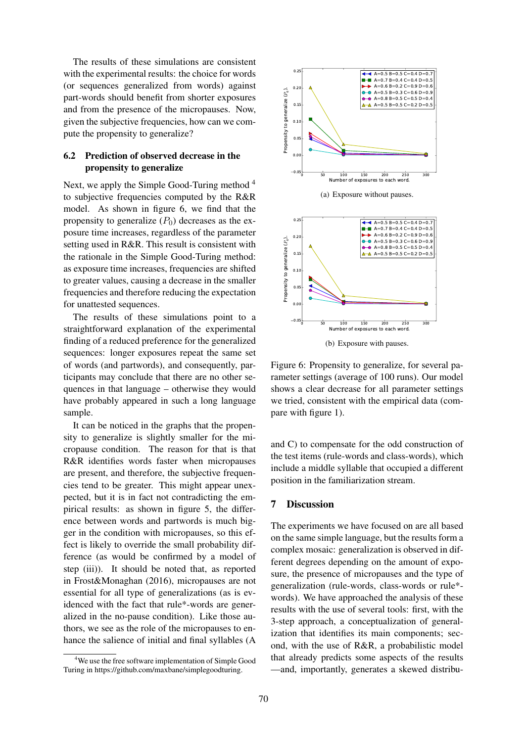The results of these simulations are consistent with the experimental results: the choice for words (or sequences generalized from words) against part-words should benefit from shorter exposures and from the presence of the micropauses. Now, given the subjective frequencies, how can we compute the propensity to generalize?

### 6.2 Prediction of observed decrease in the propensity to generalize

Next, we apply the Simple Good-Turing method [4] to subjective frequencies computed by the R&R model. As shown in figure 6, we find that the propensity to generalize ($P_0$) decreases as the exposure time increases, regardless of the parameter setting used in R&R. This result is consistent with the rationale in the Simple Good-Turing method: as exposure time increases, frequencies are shifted to greater values, causing a decrease in the smaller frequencies and therefore reducing the expectation for unattested sequences.

The results of these simulations point to a straightforward explanation of the experimental finding of a reduced preference for the generalized sequences: longer exposures repeat the same set of words (and partwords), and consequently, participants may conclude that there are no other sequences in that language – otherwise they would have probably appeared in such a long language sample.

It can be noticed in the graphs that the propensity to generalize is slightly smaller for the micropause condition. The reason for that is that R&R identifies words faster when micropauses are present, and therefore, the subjective frequencies tend to be greater. This might appear unexpected, but it is in fact not contradicting the empirical results: as shown in figure 5, the difference between words and partwords is much bigger in the condition with micropauses, so this effect is likely to override the small probability difference (as would be confirmed by a model of step (iii)). It should be noted that, as reported in Frost&Monaghan (2016), micropauses are not essential for all type of generalizations (as is evidenced with the fact that rule*-words are generalized in the no-pause condition). Like those authors, we see as the role of the micropauses to enhance the salience of initial and final syllables (A and C) to compensate for the odd construction of the test items (rule-words and class-words), which include a middle syllable that occupied a different position in the familiarization stream.

[4] We use the free software implementation of Simple Good Turing in https://github.com/maxbane/simplegoodturing.

(a) Exposure without pauses.

(b) Exposure with pauses.

Figure 6: Propensity to generalize, for several parameter settings (average of 100 runs). Our model shows a clear decrease for all parameter settings we tried, consistent with the empirical data (compare with figure 1).

## 7 Discussion

The experiments we have focused on are all based on the same simple language, but the results form a complex mosaic: generalization is observed in different degrees depending on the amount of exposure, the presence of micropauses and the type of generalization (rule-words, class-words or rule*-words). We have approached the analysis of these results with the use of several tools: first, with the 3-step approach, a conceptualization of generalization that identifies its main components; second, with the use of R&R, a probabilistic model that already predicts some aspects of the results —and, importantly, generates a skewed distribu-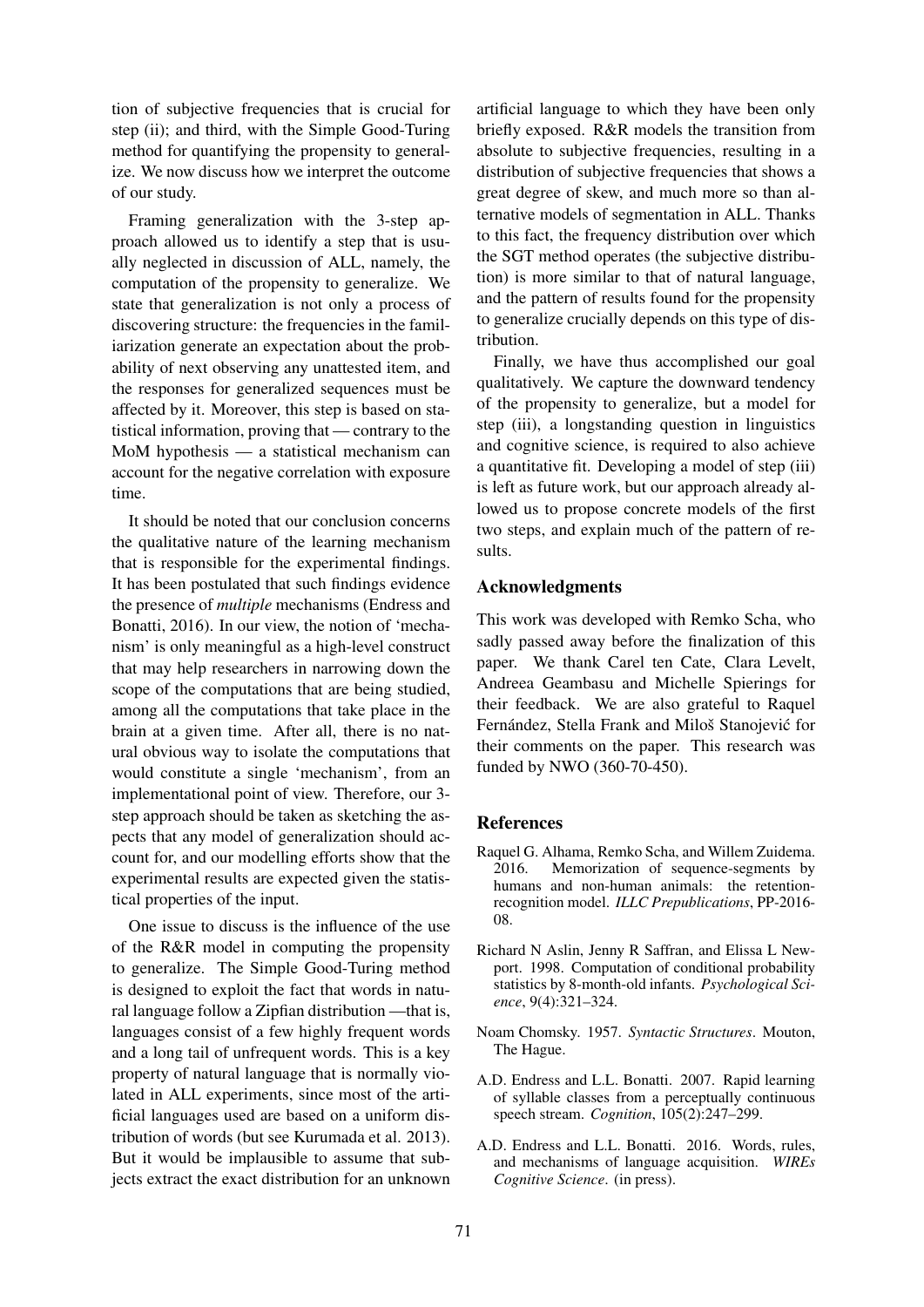tion of subjective frequencies that is crucial for step (ii); and third, with the Simple Good-Turing method for quantifying the propensity to generalize. We now discuss how we interpret the outcome of our study.

Framing generalization with the 3-step approach allowed us to identify a step that is usually neglected in discussion of ALL, namely, the computation of the propensity to generalize. We state that generalization is not only a process of discovering structure: the frequencies in the familiarization generate an expectation about the probability of next observing any unattested item, and the responses for generalized sequences must be affected by it. Moreover, this step is based on statistical information, proving that — contrary to the MoM hypothesis — a statistical mechanism can account for the negative correlation with exposure time.

It should be noted that our conclusion concerns the qualitative nature of the learning mechanism that is responsible for the experimental findings. It has been postulated that such findings evidence the presence of *multiple* mechanisms (Endress and Bonatti, 2016). In our view, the notion of 'mechanism' is only meaningful as a high-level construct that may help researchers in narrowing down the scope of the computations that are being studied, among all the computations that take place in the brain at a given time. After all, there is no natural obvious way to isolate the computations that would constitute a single 'mechanism', from an implementational point of view. Therefore, our 3-step approach should be taken as sketching the aspects that any model of generalization should account for, and our modelling efforts show that the experimental results are expected given the statistical properties of the input.

One issue to discuss is the influence of the use of the R&R model in computing the propensity to generalize. The Simple Good-Turing method is designed to exploit the fact that words in natural language follow a Zipfian distribution —that is, languages consist of a few highly frequent words and a long tail of unfrequent words. This is a key property of natural language that is normally violated in ALL experiments, since most of the artificial languages used are based on a uniform distribution of words (but see Kurumada et al. 2013). But it would be implausible to assume that subjects extract the exact distribution for an unknown artificial language to which they have been only briefly exposed. R&R models the transition from absolute to subjective frequencies, resulting in a distribution of subjective frequencies that shows a great degree of skew, and much more so than alternative models of segmentation in ALL. Thanks to this fact, the frequency distribution over which the SGT method operates (the subjective distribution) is more similar to that of natural language, and the pattern of results found for the propensity to generalize crucially depends on this type of distribution.

Finally, we have thus accomplished our goal qualitatively. We capture the downward tendency of the propensity to generalize, but a model for step (iii), a longstanding question in linguistics and cognitive science, is required to also achieve a quantitative fit. Developing a model of step (iii) is left as future work, but our approach already allowed us to propose concrete models of the first two steps, and explain much of the pattern of results.

## Acknowledgments

This work was developed with Remko Scha, who sadly passed away before the finalization of this paper. We thank Carel ten Cate, Clara Levelt, Andreea Geambasu and Michelle Spierings for their feedback. We are also grateful to Raquel Fernández, Stella Frank and Miloš Stanojević for their comments on the paper. This research was funded by NWO (360-70-450).

## References

Raquel G. Alhama, Remko Scha, and Willem Zuidema. 2016. Memorization of sequence-segments by humans and non-human animals: the retention-recognition model. *ILLC Prepublications*, PP-2016-08.

Richard N Aslin, Jenny R Saffran, and Elissa L Newport. 1998. Computation of conditional probability statistics by 8-month-old infants. *Psychological Science*, 9(4):321–324.

Noam Chomsky. 1957. *Syntactic Structures*. Mouton, The Hague.

A.D. Endress and L.L. Bonatti. 2007. Rapid learning of syllable classes from a perceptually continuous speech stream. *Cognition*, 105(2):247–299.

A.D. Endress and L.L. Bonatti. 2016. Words, rules, and mechanisms of language acquisition. *WIREs Cognitive Science*. (in press).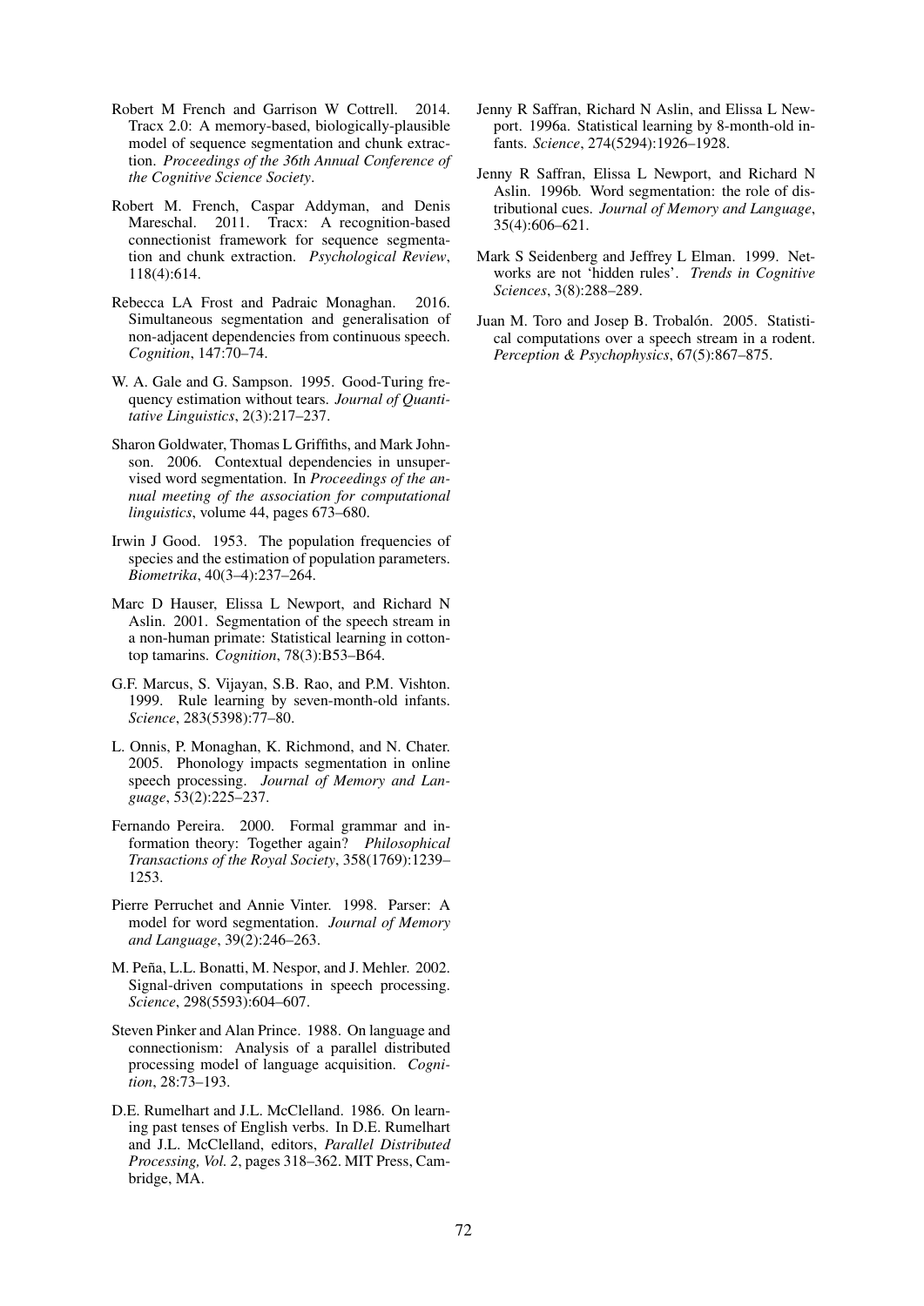Robert M French and Garrison W Cottrell. 2014. Tracx 2.0: A memory-based, biologically-plausible model of sequence segmentation and chunk extraction. *Proceedings of the 36th Annual Conference of the Cognitive Science Society*.

Robert M. French, Caspar Addyman, and Denis Mareschal. 2011. Tracx: A recognition-based connectionist framework for sequence segmentation and chunk extraction. *Psychological Review*, 118(4):614.

Rebecca LA Frost and Padraic Monaghan. 2016. Simultaneous segmentation and generalisation of non-adjacent dependencies from continuous speech. *Cognition*, 147:70–74.

W. A. Gale and G. Sampson. 1995. Good-Turing frequency estimation without tears. *Journal of Quantitative Linguistics*, 2(3):217–237.

Sharon Goldwater, Thomas L Griffiths, and Mark Johnson. 2006. Contextual dependencies in unsupervised word segmentation. In *Proceedings of the annual meeting of the association for computational linguistics*, volume 44, pages 673–680.

Irwin J Good. 1953. The population frequencies of species and the estimation of population parameters. *Biometrika*, 40(3–4):237–264.

Marc D Hauser, Elissa L Newport, and Richard N Aslin. 2001. Segmentation of the speech stream in a non-human primate: Statistical learning in cotton-top tamarins. *Cognition*, 78(3):B53–B64.

G.F. Marcus, S. Vijayan, S.B. Rao, and P.M. Vishton. 1999. Rule learning by seven-month-old infants. *Science*, 283(5398):77–80.

L. Onnis, P. Monaghan, K. Richmond, and N. Chater. 2005. Phonology impacts segmentation in online speech processing. *Journal of Memory and Language*, 53(2):225–237.

Fernando Pereira. 2000. Formal grammar and information theory: Together again? *Philosophical Transactions of the Royal Society*, 358(1769):1239–1253.

Pierre Perruchet and Annie Vinter. 1998. Parser: A model for word segmentation. *Journal of Memory and Language*, 39(2):246–263.

M. Peña, L.L. Bonatti, M. Nespor, and J. Mehler. 2002. Signal-driven computations in speech processing. *Science*, 298(5593):604–607.

Steven Pinker and Alan Prince. 1988. On language and connectionism: Analysis of a parallel distributed processing model of language acquisition. *Cognition*, 28:73–193.

D.E. Rumelhart and J.L. McClelland. 1986. On learning past tenses of English verbs. In D.E. Rumelhart and J.L. McClelland, editors, *Parallel Distributed Processing, Vol. 2*, pages 318–362. MIT Press, Cambridge, MA.

Jenny R Saffran, Richard N Aslin, and Elissa L Newport. 1996a. Statistical learning by 8-month-old infants. *Science*, 274(5294):1926–1928.

Jenny R Saffran, Elissa L Newport, and Richard N Aslin. 1996b. Word segmentation: the role of distributional cues. *Journal of Memory and Language*, 35(4):606–621.

Mark S Seidenberg and Jeffrey L Elman. 1999. Networks are not 'hidden rules'. *Trends in Cognitive Sciences*, 3(8):288–289.

Juan M. Toro and Josep B. Trobalón. 2005. Statistical computations over a speech stream in a rodent. *Perception & Psychophysics*, 67(5):867–875.